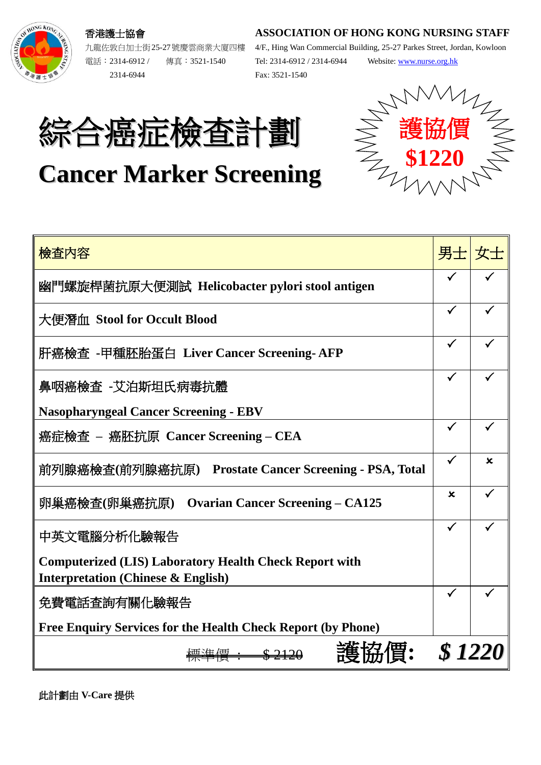香港護士協會

九龍佐敦白加士街25-27號慶雲商業大廈四樓

電話：2314-6912 / 2314-6944　傳真：3521-1540

**ASSOCIATION OF HONG KONG NURSING STAFF**

4/F., Hing Wan Commercial Building, 25-27 Parkes Street, Jordan, Kowloon

Tel: 2314-6912 / 2314-6944　Website: www.nurse.org.hk

Fax: 3521-1540

# 綜合癌症檢查計劃

# Cancer Marker Screening

**護協價 $1220**

| 檢查內容 | 男士 | 女士 |
|---|---|---|
| 幽門螺旋桿菌抗原大便測試 **Helicobacter pylori stool antigen** | ✓ | ✓ |
| 大便潛血 **Stool for Occult Blood** | ✓ | ✓ |
| 肝癌檢查 -甲種胚胎蛋白 **Liver Cancer Screening- AFP** | ✓ | ✓ |
| 鼻咽癌檢查 -艾泊斯坦氏病毒抗體 **Nasopharyngeal Cancer Screening - EBV** | ✓ | ✓ |
| 癌症檢查 – 癌胚抗原 **Cancer Screening – CEA** | ✓ | ✓ |
| 前列腺癌檢查(前列腺癌抗原) **Prostate Cancer Screening - PSA, Total** | ✓ | × |
| 卵巢癌檢查(卵巢癌抗原) **Ovarian Cancer Screening – CA125** | × | ✓ |
| 中英文電腦分析化驗報告 **Computerized (LIS) Laboratory Health Check Report with Interpretation (Chinese & English)** | ✓ | ✓ |
| 免費電話查詢有關化驗報告 **Free Enquiry Services for the Health Check Report (by Phone)** | ✓ | ✓ |
| ~~標準價： $ 2120~~ **護協價:** | **$ 1220** | |

此計劃由 **V-Care** 提供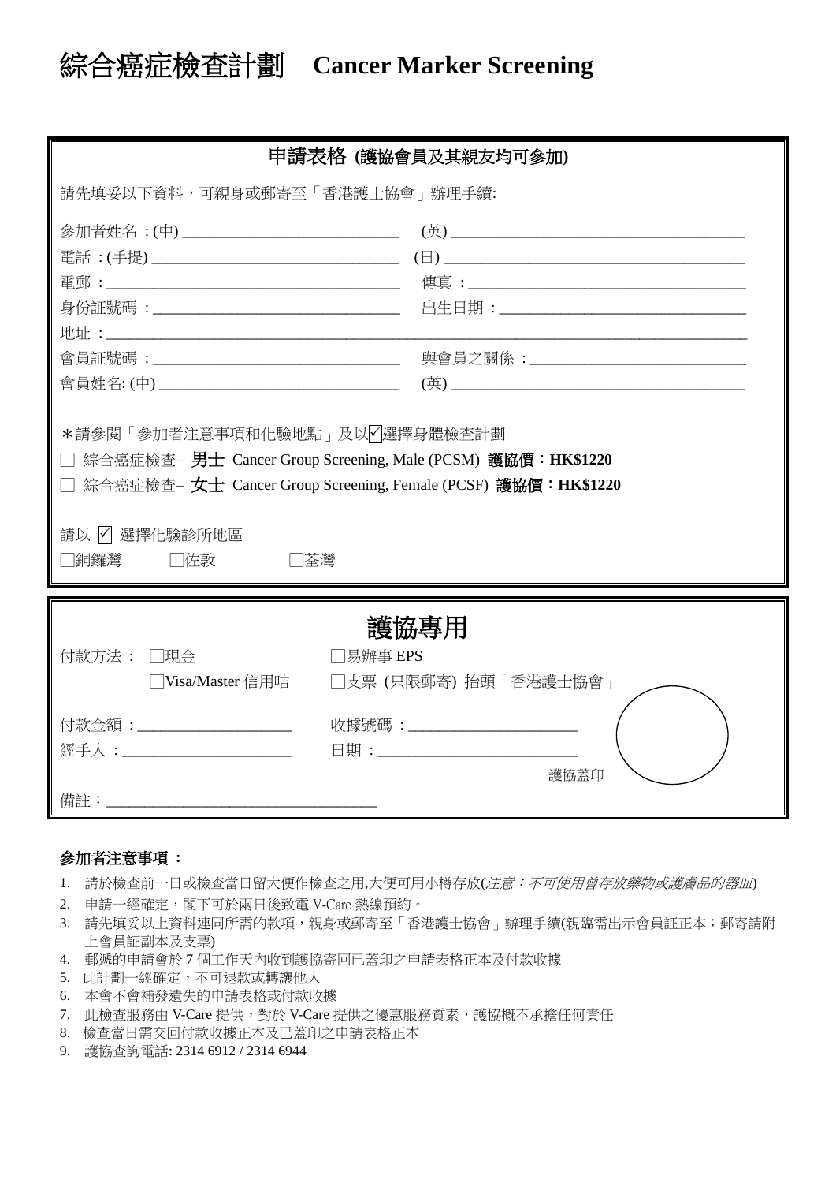# 綜合癌症檢查計劃 **Cancer Marker Screening**

## 申請表格 **(護協會員及其親友均可參加)**

請先填妥以下資料，可親身或郵寄至「香港護士協會」辦理手續:

參加者姓名 : (中) ____________________ (英) ____________________

電話 : (手提) ____________________ (日) ____________________

電郵 : ____________________ 傳真 : ____________________

身份証號碼 : ____________________ 出生日期 : ____________________

地址 : ____________________

會員証號碼 : ____________________ 與會員之關係 : ____________________

會員姓名: (中) ____________________ (英) ____________________

＊請參閱「參加者注意事項和化驗地點」及以☑選擇身體檢查計劃

☐ 綜合癌症檢查– **男士** Cancer Group Screening, Male (PCSM) **護協價：HK$1220**

☐ 綜合癌症檢查– **女士** Cancer Group Screening, Female (PCSF) **護協價：HK$1220**

請以 ☑ 選擇化驗診所地區

☐銅鑼灣 ☐佐敦 ☐荃灣

## 護協專用

付款方法： ☐現金 ☐易辦事 EPS

☐Visa/Master 信用咭 ☐支票 (只限郵寄) 抬頭「香港護士協會」

付款金額：____________________ 收據號碼：____________________

經手人：____________________ 日期：____________________

護協蓋印

備註：____________________

### **參加者注意事項 ：**

1. 請於檢查前一日或檢查當日留大便作檢查之用,大便可用小樽存放(*注意：不可使用曾存放藥物或護膚品的器皿*)
2. 申請一經確定，閣下可於兩日後致電 V-Care 熱線預約。
3. 請先填妥以上資料連同所需的款項，親身或郵寄至「香港護士協會」辦理手續(親臨需出示會員証正本；郵寄請附上會員証副本及支票)
4. 郵遞的申請會於 7 個工作天內收到護協寄回已蓋印之申請表格正本及付款收據
5. 此計劃一經確定，不可退款或轉讓他人
6. 本會不會補發遺失的申請表格或付款收據
7. 此檢查服務由 V-Care 提供，對於 V-Care 提供之優惠服務質素，護協概不承擔任何責任
8. 檢查當日需交回付款收據正本及已蓋印之申請表格正本
9. 護協查詢電話: 2314 6912 / 2314 6944